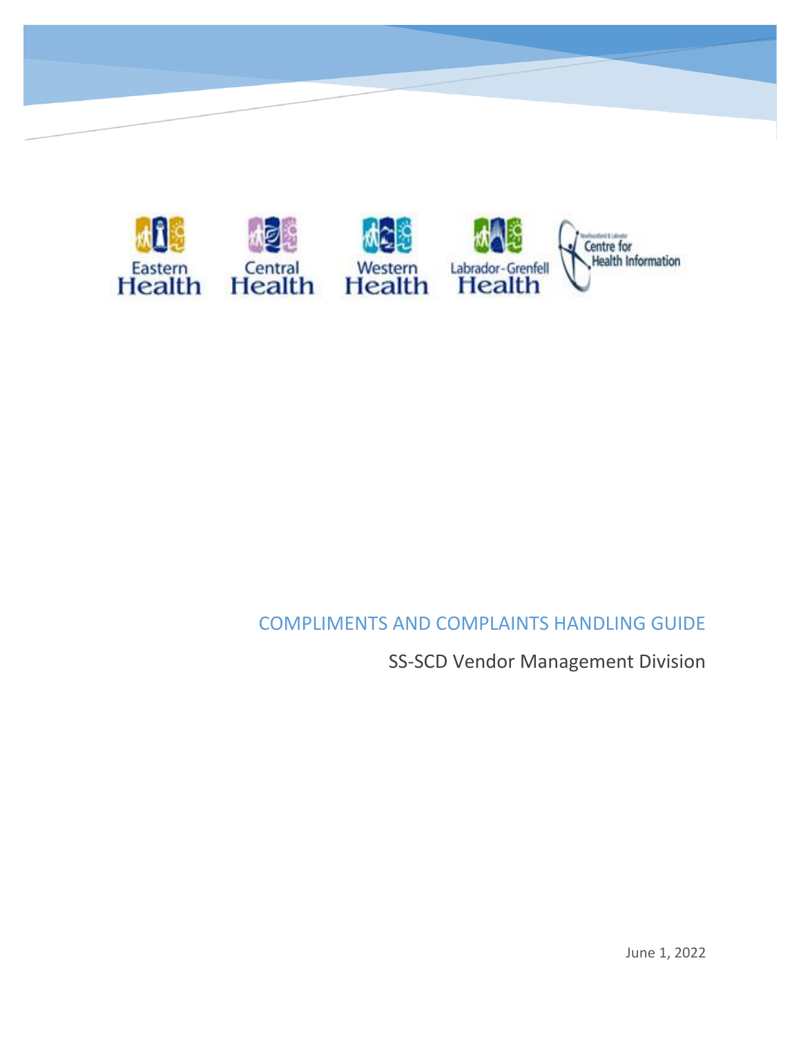Eastern Health Central Health Western Health Labrador-Grenfell Health Centre for Health Information

# COMPLIMENTS AND COMPLAINTS HANDLING GUIDE

SS-SCD Vendor Management Division

June 1, 2022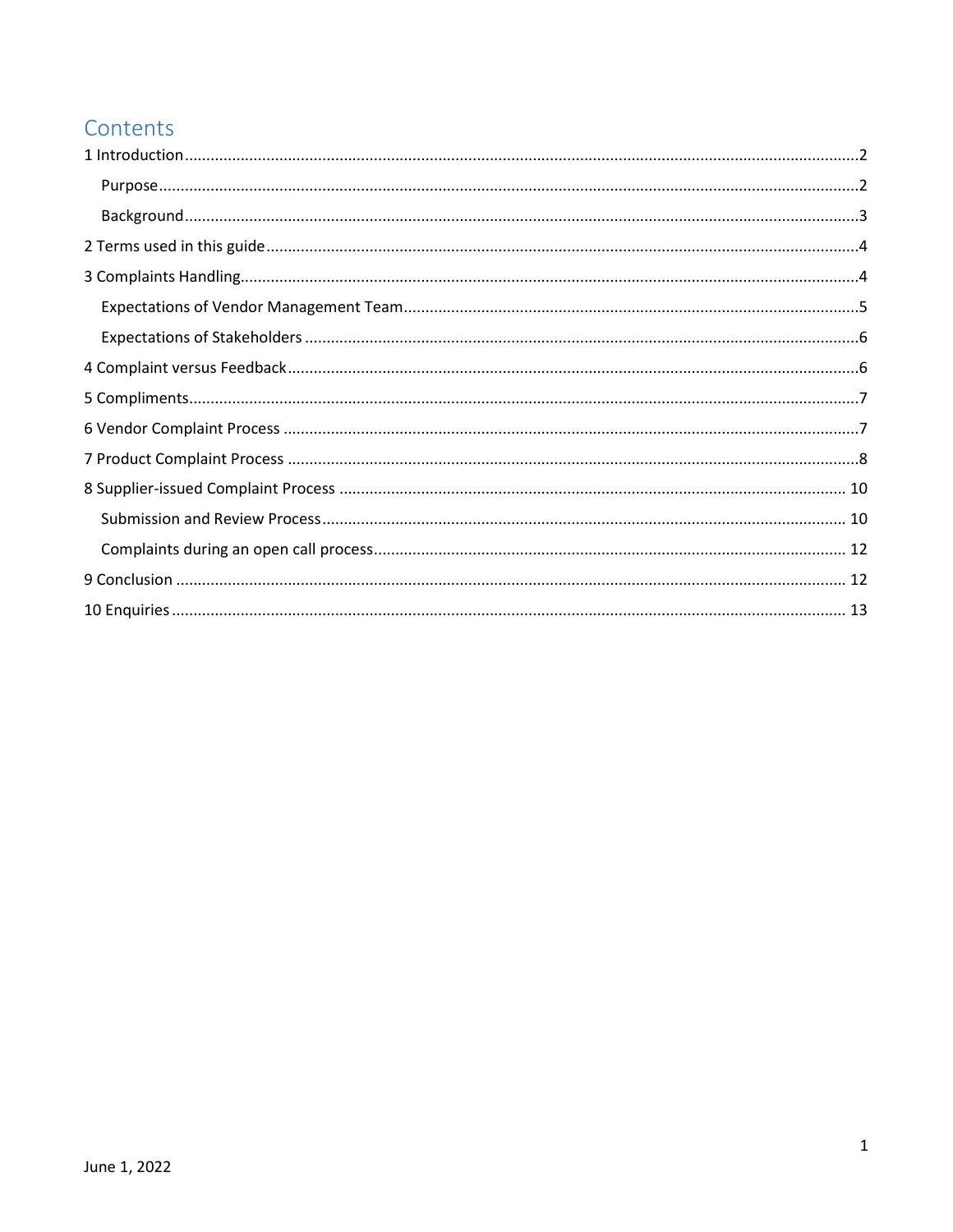# Contents

- 1 Introduction ........ 2
  - Purpose ........ 2
  - Background ........ 3
- 2 Terms used in this guide ........ 4
- 3 Complaints Handling ........ 4
  - Expectations of Vendor Management Team ........ 5
  - Expectations of Stakeholders ........ 6
- 4 Complaint versus Feedback ........ 6
- 5 Compliments ........ 7
- 6 Vendor Complaint Process ........ 7
- 7 Product Complaint Process ........ 8
- 8 Supplier-issued Complaint Process ........ 10
  - Submission and Review Process ........ 10
  - Complaints during an open call process ........ 12
- 9 Conclusion ........ 12
- 10 Enquiries ........ 13

June 1, 2022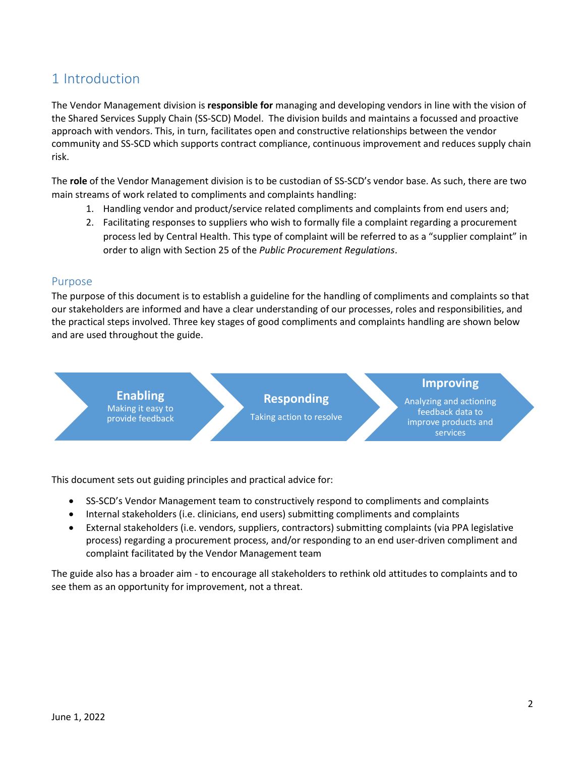# 1 Introduction

The Vendor Management division is **responsible for** managing and developing vendors in line with the vision of the Shared Services Supply Chain (SS-SCD) Model. The division builds and maintains a focussed and proactive approach with vendors. This, in turn, facilitates open and constructive relationships between the vendor community and SS-SCD which supports contract compliance, continuous improvement and reduces supply chain risk.

The **role** of the Vendor Management division is to be custodian of SS-SCD's vendor base. As such, there are two main streams of work related to compliments and complaints handling:

1. Handling vendor and product/service related compliments and complaints from end users and;
2. Facilitating responses to suppliers who wish to formally file a complaint regarding a procurement process led by Central Health. This type of complaint will be referred to as a "supplier complaint" in order to align with Section 25 of the *Public Procurement Regulations*.

## Purpose

The purpose of this document is to establish a guideline for the handling of compliments and complaints so that our stakeholders are informed and have a clear understanding of our processes, roles and responsibilities, and the practical steps involved. Three key stages of good compliments and complaints handling are shown below and are used throughout the guide.

**Enabling** – Making it easy to provide feedback

**Responding** – Taking action to resolve

**Improving** – Analyzing and actioning feedback data to improve products and services

This document sets out guiding principles and practical advice for:

- SS-SCD's Vendor Management team to constructively respond to compliments and complaints
- Internal stakeholders (i.e. clinicians, end users) submitting compliments and complaints
- External stakeholders (i.e. vendors, suppliers, contractors) submitting complaints (via PPA legislative process) regarding a procurement process, and/or responding to an end user-driven compliment and complaint facilitated by the Vendor Management team

The guide also has a broader aim - to encourage all stakeholders to rethink old attitudes to complaints and to see them as an opportunity for improvement, not a threat.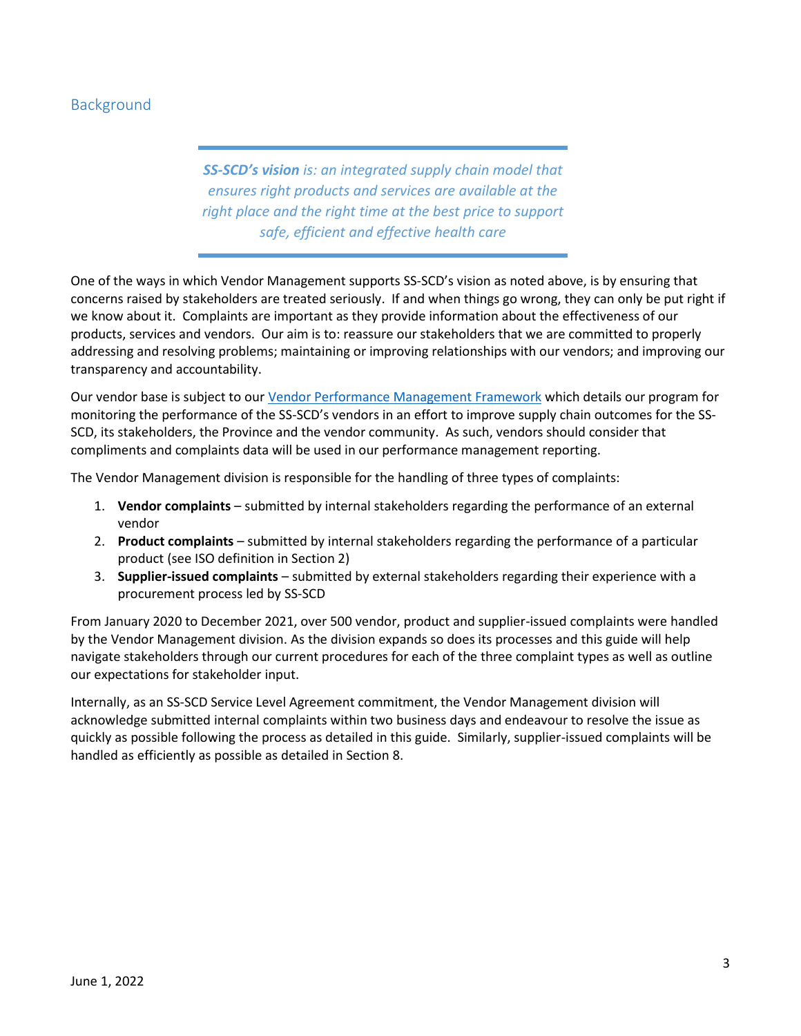## Background

> ***SS-SCD's vision** is: an integrated supply chain model that ensures right products and services are available at the right place and the right time at the best price to support safe, efficient and effective health care*

One of the ways in which Vendor Management supports SS-SCD's vision as noted above, is by ensuring that concerns raised by stakeholders are treated seriously. If and when things go wrong, they can only be put right if we know about it. Complaints are important as they provide information about the effectiveness of our products, services and vendors. Our aim is to: reassure our stakeholders that we are committed to properly addressing and resolving problems; maintaining or improving relationships with our vendors; and improving our transparency and accountability.

Our vendor base is subject to our Vendor Performance Management Framework which details our program for monitoring the performance of the SS-SCD's vendors in an effort to improve supply chain outcomes for the SS-SCD, its stakeholders, the Province and the vendor community. As such, vendors should consider that compliments and complaints data will be used in our performance management reporting.

The Vendor Management division is responsible for the handling of three types of complaints:

1. **Vendor complaints** – submitted by internal stakeholders regarding the performance of an external vendor
2. **Product complaints** – submitted by internal stakeholders regarding the performance of a particular product (see ISO definition in Section 2)
3. **Supplier-issued complaints** – submitted by external stakeholders regarding their experience with a procurement process led by SS-SCD

From January 2020 to December 2021, over 500 vendor, product and supplier-issued complaints were handled by the Vendor Management division. As the division expands so does its processes and this guide will help navigate stakeholders through our current procedures for each of the three complaint types as well as outline our expectations for stakeholder input.

Internally, as an SS-SCD Service Level Agreement commitment, the Vendor Management division will acknowledge submitted internal complaints within two business days and endeavour to resolve the issue as quickly as possible following the process as detailed in this guide. Similarly, supplier-issued complaints will be handled as efficiently as possible as detailed in Section 8.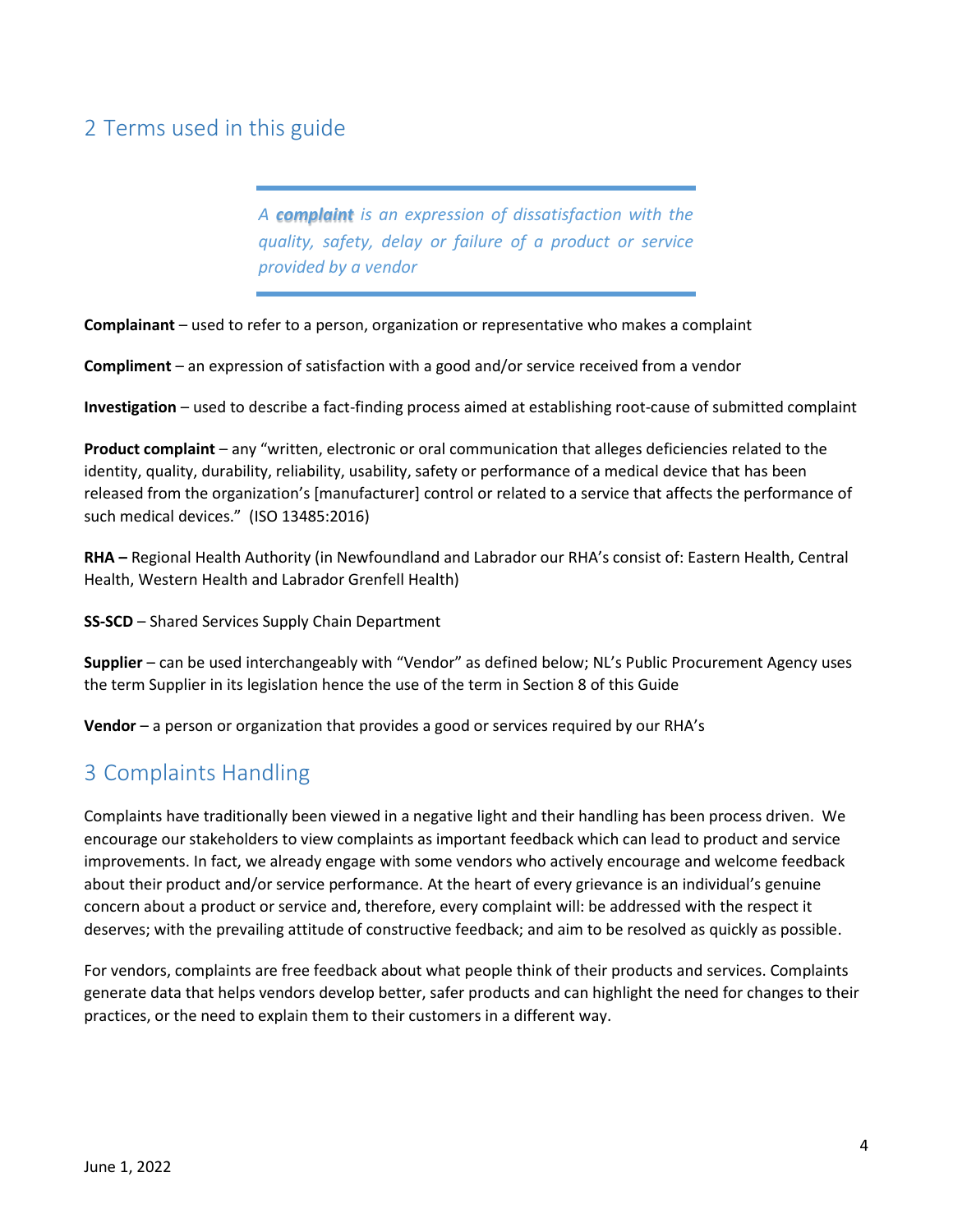## 2 Terms used in this guide

> *A **complaint** is an expression of dissatisfaction with the quality, safety, delay or failure of a product or service provided by a vendor*

**Complainant** – used to refer to a person, organization or representative who makes a complaint

**Compliment** – an expression of satisfaction with a good and/or service received from a vendor

**Investigation** – used to describe a fact-finding process aimed at establishing root-cause of submitted complaint

**Product complaint** – any "written, electronic or oral communication that alleges deficiencies related to the identity, quality, durability, reliability, usability, safety or performance of a medical device that has been released from the organization's [manufacturer] control or related to a service that affects the performance of such medical devices." (ISO 13485:2016)

**RHA –** Regional Health Authority (in Newfoundland and Labrador our RHA's consist of: Eastern Health, Central Health, Western Health and Labrador Grenfell Health)

**SS-SCD** – Shared Services Supply Chain Department

**Supplier** – can be used interchangeably with "Vendor" as defined below; NL's Public Procurement Agency uses the term Supplier in its legislation hence the use of the term in Section 8 of this Guide

**Vendor** – a person or organization that provides a good or services required by our RHA's

## 3 Complaints Handling

Complaints have traditionally been viewed in a negative light and their handling has been process driven. We encourage our stakeholders to view complaints as important feedback which can lead to product and service improvements. In fact, we already engage with some vendors who actively encourage and welcome feedback about their product and/or service performance. At the heart of every grievance is an individual's genuine concern about a product or service and, therefore, every complaint will: be addressed with the respect it deserves; with the prevailing attitude of constructive feedback; and aim to be resolved as quickly as possible.

For vendors, complaints are free feedback about what people think of their products and services. Complaints generate data that helps vendors develop better, safer products and can highlight the need for changes to their practices, or the need to explain them to their customers in a different way.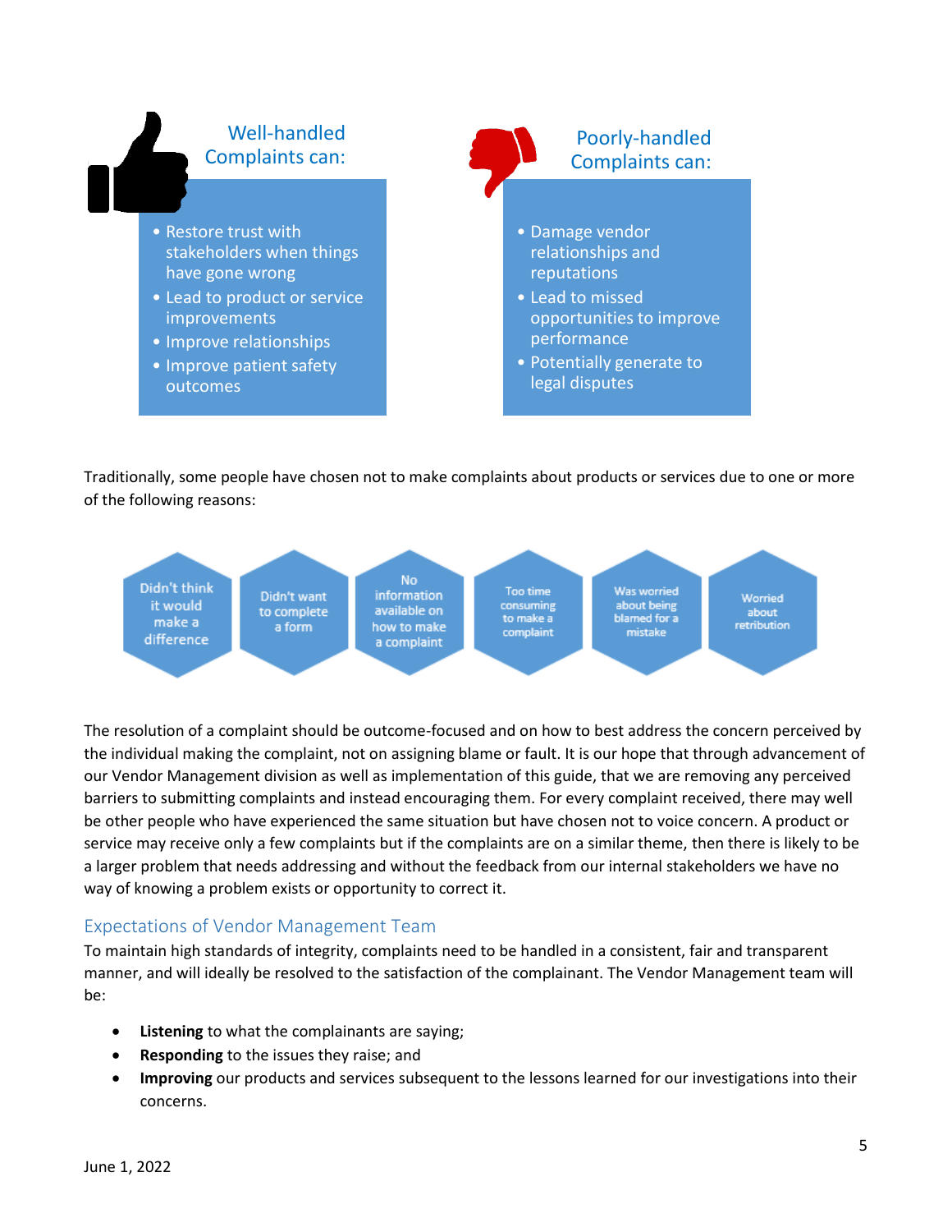**Well-handled Complaints can:**

- Restore trust with stakeholders when things have gone wrong
- Lead to product or service improvements
- Improve relationships
- Improve patient safety outcomes

**Poorly-handled Complaints can:**

- Damage vendor relationships and reputations
- Lead to missed opportunities to improve performance
- Potentially generate to legal disputes

Traditionally, some people have chosen not to make complaints about products or services due to one or more of the following reasons:

- Didn't think it would make a difference
- Didn't want to complete a form
- No information available on how to make a complaint
- Too time consuming to make a complaint
- Was worried about being blamed for a mistake
- Worried about retribution

The resolution of a complaint should be outcome-focused and on how to best address the concern perceived by the individual making the complaint, not on assigning blame or fault. It is our hope that through advancement of our Vendor Management division as well as implementation of this guide, that we are removing any perceived barriers to submitting complaints and instead encouraging them. For every complaint received, there may well be other people who have experienced the same situation but have chosen not to voice concern. A product or service may receive only a few complaints but if the complaints are on a similar theme, then there is likely to be a larger problem that needs addressing and without the feedback from our internal stakeholders we have no way of knowing a problem exists or opportunity to correct it.

## Expectations of Vendor Management Team

To maintain high standards of integrity, complaints need to be handled in a consistent, fair and transparent manner, and will ideally be resolved to the satisfaction of the complainant. The Vendor Management team will be:

- **Listening** to what the complainants are saying;
- **Responding** to the issues they raise; and
- **Improving** our products and services subsequent to the lessons learned for our investigations into their concerns.

June 1, 2022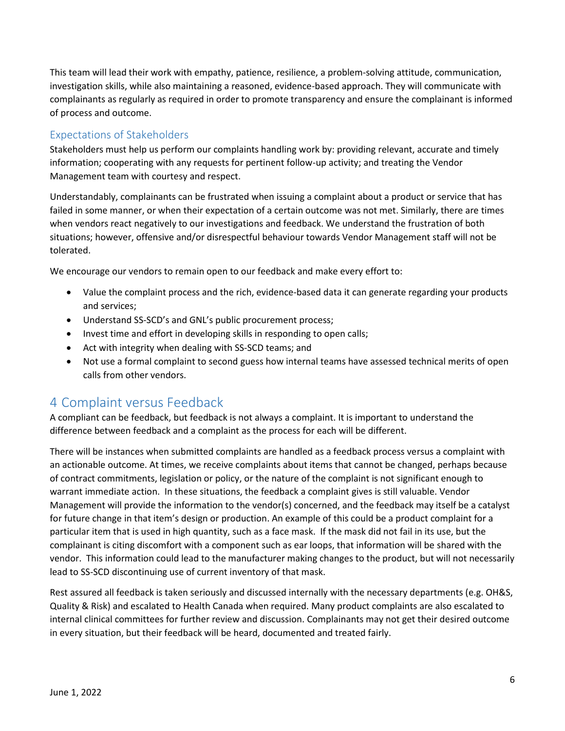This team will lead their work with empathy, patience, resilience, a problem-solving attitude, communication, investigation skills, while also maintaining a reasoned, evidence-based approach. They will communicate with complainants as regularly as required in order to promote transparency and ensure the complainant is informed of process and outcome.

### Expectations of Stakeholders

Stakeholders must help us perform our complaints handling work by: providing relevant, accurate and timely information; cooperating with any requests for pertinent follow-up activity; and treating the Vendor Management team with courtesy and respect.

Understandably, complainants can be frustrated when issuing a complaint about a product or service that has failed in some manner, or when their expectation of a certain outcome was not met. Similarly, there are times when vendors react negatively to our investigations and feedback. We understand the frustration of both situations; however, offensive and/or disrespectful behaviour towards Vendor Management staff will not be tolerated.

We encourage our vendors to remain open to our feedback and make every effort to:

- Value the complaint process and the rich, evidence-based data it can generate regarding your products and services;
- Understand SS-SCD's and GNL's public procurement process;
- Invest time and effort in developing skills in responding to open calls;
- Act with integrity when dealing with SS-SCD teams; and
- Not use a formal complaint to second guess how internal teams have assessed technical merits of open calls from other vendors.

## 4 Complaint versus Feedback

A compliant can be feedback, but feedback is not always a complaint. It is important to understand the difference between feedback and a complaint as the process for each will be different.

There will be instances when submitted complaints are handled as a feedback process versus a complaint with an actionable outcome. At times, we receive complaints about items that cannot be changed, perhaps because of contract commitments, legislation or policy, or the nature of the complaint is not significant enough to warrant immediate action. In these situations, the feedback a complaint gives is still valuable. Vendor Management will provide the information to the vendor(s) concerned, and the feedback may itself be a catalyst for future change in that item's design or production. An example of this could be a product complaint for a particular item that is used in high quantity, such as a face mask. If the mask did not fail in its use, but the complainant is citing discomfort with a component such as ear loops, that information will be shared with the vendor. This information could lead to the manufacturer making changes to the product, but will not necessarily lead to SS-SCD discontinuing use of current inventory of that mask.

Rest assured all feedback is taken seriously and discussed internally with the necessary departments (e.g. OH&S, Quality & Risk) and escalated to Health Canada when required. Many product complaints are also escalated to internal clinical committees for further review and discussion. Complainants may not get their desired outcome in every situation, but their feedback will be heard, documented and treated fairly.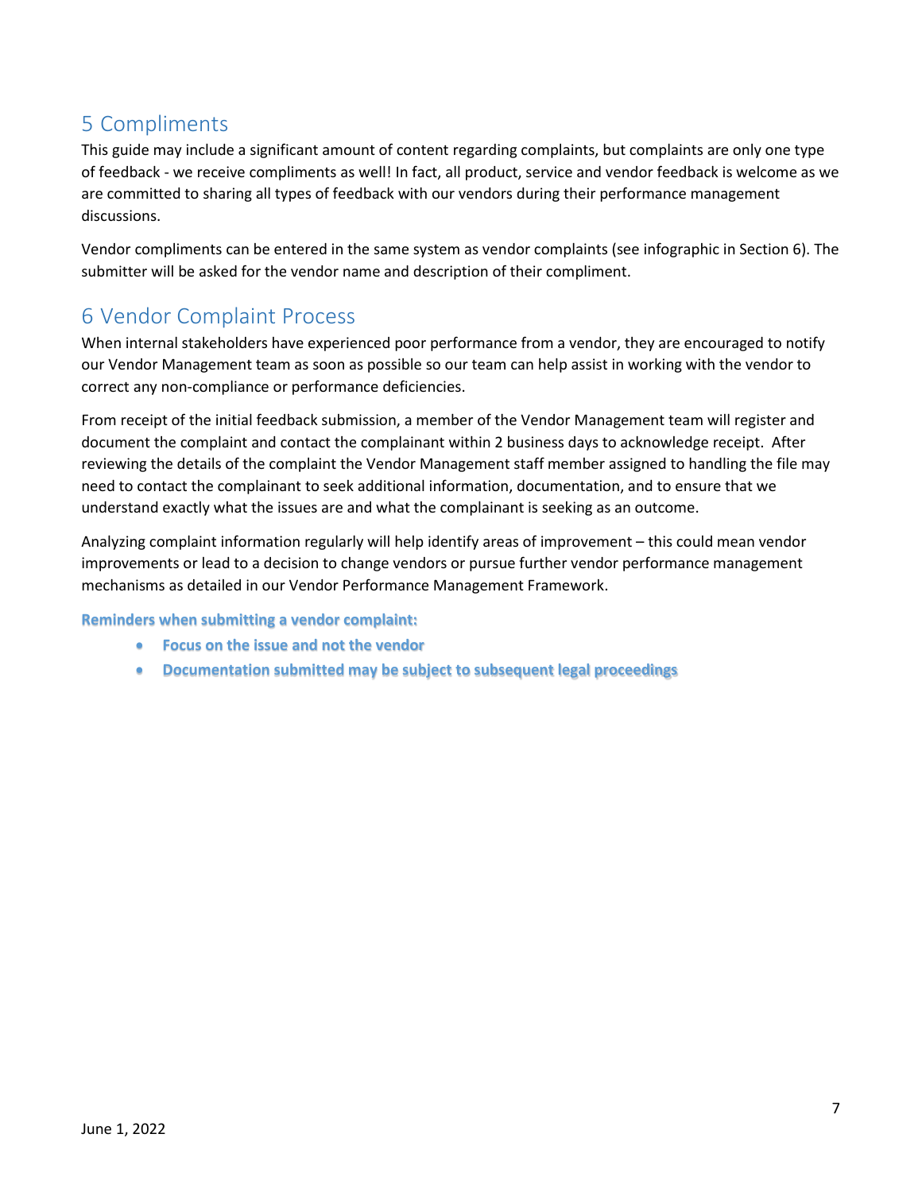## 5 Compliments

This guide may include a significant amount of content regarding complaints, but complaints are only one type of feedback - we receive compliments as well! In fact, all product, service and vendor feedback is welcome as we are committed to sharing all types of feedback with our vendors during their performance management discussions.

Vendor compliments can be entered in the same system as vendor complaints (see infographic in Section 6). The submitter will be asked for the vendor name and description of their compliment.

## 6 Vendor Complaint Process

When internal stakeholders have experienced poor performance from a vendor, they are encouraged to notify our Vendor Management team as soon as possible so our team can help assist in working with the vendor to correct any non-compliance or performance deficiencies.

From receipt of the initial feedback submission, a member of the Vendor Management team will register and document the complaint and contact the complainant within 2 business days to acknowledge receipt. After reviewing the details of the complaint the Vendor Management staff member assigned to handling the file may need to contact the complainant to seek additional information, documentation, and to ensure that we understand exactly what the issues are and what the complainant is seeking as an outcome.

Analyzing complaint information regularly will help identify areas of improvement – this could mean vendor improvements or lead to a decision to change vendors or pursue further vendor performance management mechanisms as detailed in our Vendor Performance Management Framework.

**Reminders when submitting a vendor complaint:**

- **Focus on the issue and not the vendor**
- **Documentation submitted may be subject to subsequent legal proceedings**

June 1, 2022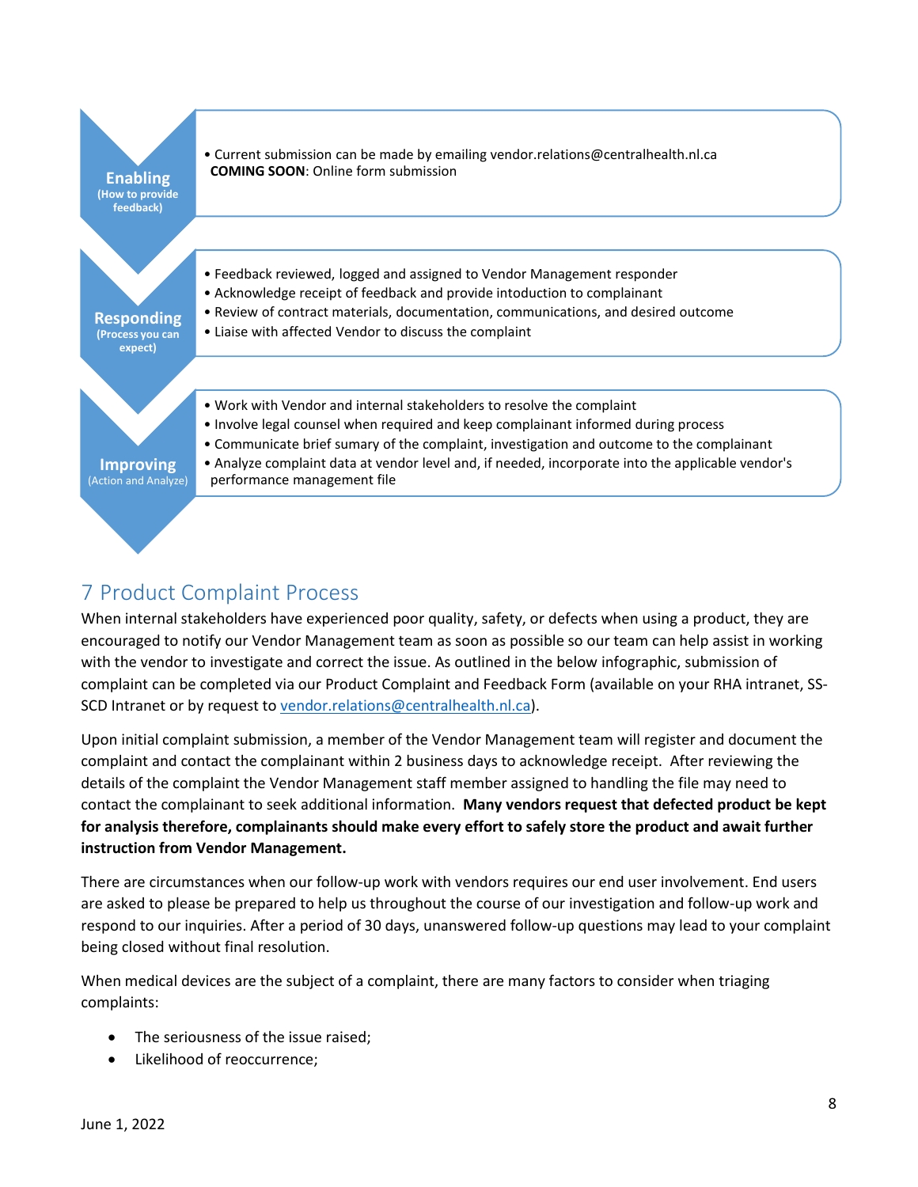**Enabling** (How to provide feedback)

- Current submission can be made by emailing vendor.relations@centralhealth.nl.ca
  **COMING SOON**: Online form submission

**Responding** (Process you can expect)

- Feedback reviewed, logged and assigned to Vendor Management responder
- Acknowledge receipt of feedback and provide intoduction to complainant
- Review of contract materials, documentation, communications, and desired outcome
- Liaise with affected Vendor to discuss the complaint

**Improving** (Action and Analyze)

- Work with Vendor and internal stakeholders to resolve the complaint
- Involve legal counsel when required and keep complainant informed during process
- Communicate brief sumary of the complaint, investigation and outcome to the complainant
- Analyze complaint data at vendor level and, if needed, incorporate into the applicable vendor's performance management file

# 7 Product Complaint Process

When internal stakeholders have experienced poor quality, safety, or defects when using a product, they are encouraged to notify our Vendor Management team as soon as possible so our team can help assist in working with the vendor to investigate and correct the issue. As outlined in the below infographic, submission of complaint can be completed via our Product Complaint and Feedback Form (available on your RHA intranet, SS-SCD Intranet or by request to vendor.relations@centralhealth.nl.ca).

Upon initial complaint submission, a member of the Vendor Management team will register and document the complaint and contact the complainant within 2 business days to acknowledge receipt. After reviewing the details of the complaint the Vendor Management staff member assigned to handling the file may need to contact the complainant to seek additional information. **Many vendors request that defected product be kept for analysis therefore, complainants should make every effort to safely store the product and await further instruction from Vendor Management.**

There are circumstances when our follow-up work with vendors requires our end user involvement. End users are asked to please be prepared to help us throughout the course of our investigation and follow-up work and respond to our inquiries. After a period of 30 days, unanswered follow-up questions may lead to your complaint being closed without final resolution.

When medical devices are the subject of a complaint, there are many factors to consider when triaging complaints:

- The seriousness of the issue raised;
- Likelihood of reoccurrence;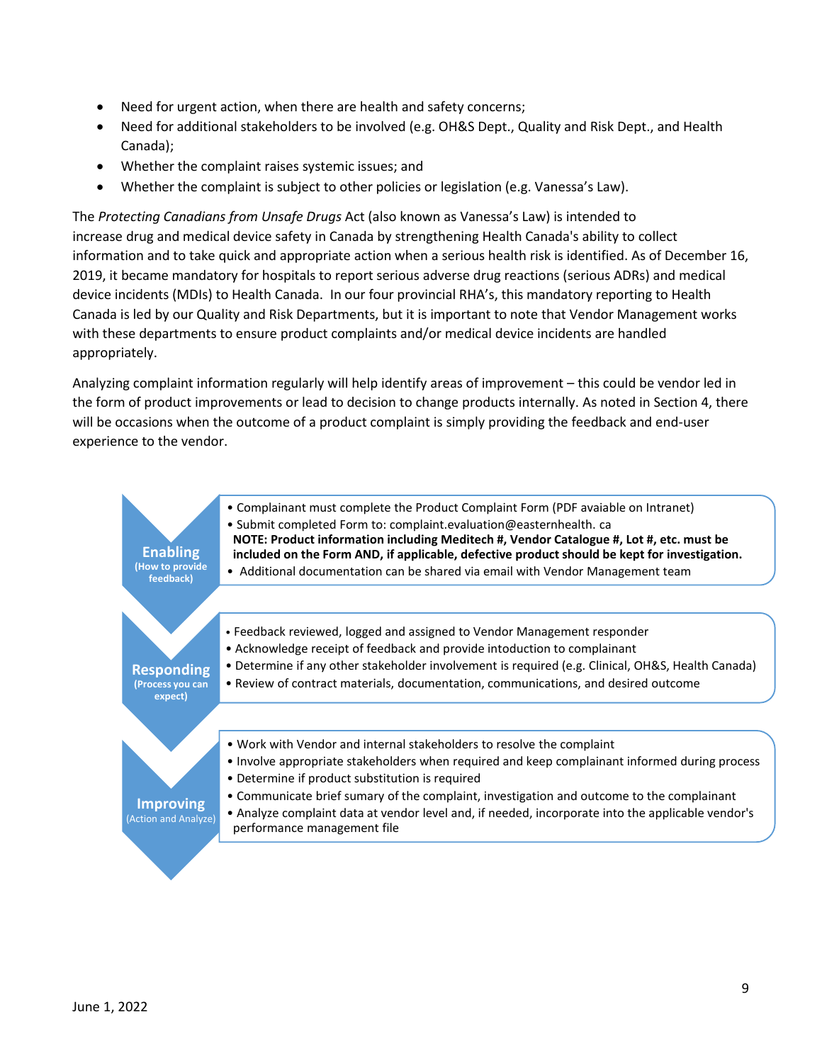- Need for urgent action, when there are health and safety concerns;
- Need for additional stakeholders to be involved (e.g. OH&S Dept., Quality and Risk Dept., and Health Canada);
- Whether the complaint raises systemic issues; and
- Whether the complaint is subject to other policies or legislation (e.g. Vanessa's Law).

The *Protecting Canadians from Unsafe Drugs* Act (also known as Vanessa's Law) is intended to increase drug and medical device safety in Canada by strengthening Health Canada's ability to collect information and to take quick and appropriate action when a serious health risk is identified. As of December 16, 2019, it became mandatory for hospitals to report serious adverse drug reactions (serious ADRs) and medical device incidents (MDIs) to Health Canada. In our four provincial RHA's, this mandatory reporting to Health Canada is led by our Quality and Risk Departments, but it is important to note that Vendor Management works with these departments to ensure product complaints and/or medical device incidents are handled appropriately.

Analyzing complaint information regularly will help identify areas of improvement – this could be vendor led in the form of product improvements or lead to decision to change products internally. As noted in Section 4, there will be occasions when the outcome of a product complaint is simply providing the feedback and end-user experience to the vendor.

**Enabling** (How to provide feedback)

- Complainant must complete the Product Complaint Form (PDF avaiable on Intranet)
- Submit completed Form to: complaint.evaluation@easternhealth. ca
  **NOTE: Product information including Meditech #, Vendor Catalogue #, Lot #, etc. must be included on the Form AND, if applicable, defective product should be kept for investigation.**
- Additional documentation can be shared via email with Vendor Management team

**Responding** (Process you can expect)

- Feedback reviewed, logged and assigned to Vendor Management responder
- Acknowledge receipt of feedback and provide intoduction to complainant
- Determine if any other stakeholder involvement is required (e.g. Clinical, OH&S, Health Canada)
- Review of contract materials, documentation, communications, and desired outcome

**Improving** (Action and Analyze)

- Work with Vendor and internal stakeholders to resolve the complaint
- Involve appropriate stakeholders when required and keep complainant informed during process
- Determine if product substitution is required
- Communicate brief sumary of the complaint, investigation and outcome to the complainant
- Analyze complaint data at vendor level and, if needed, incorporate into the applicable vendor's performance management file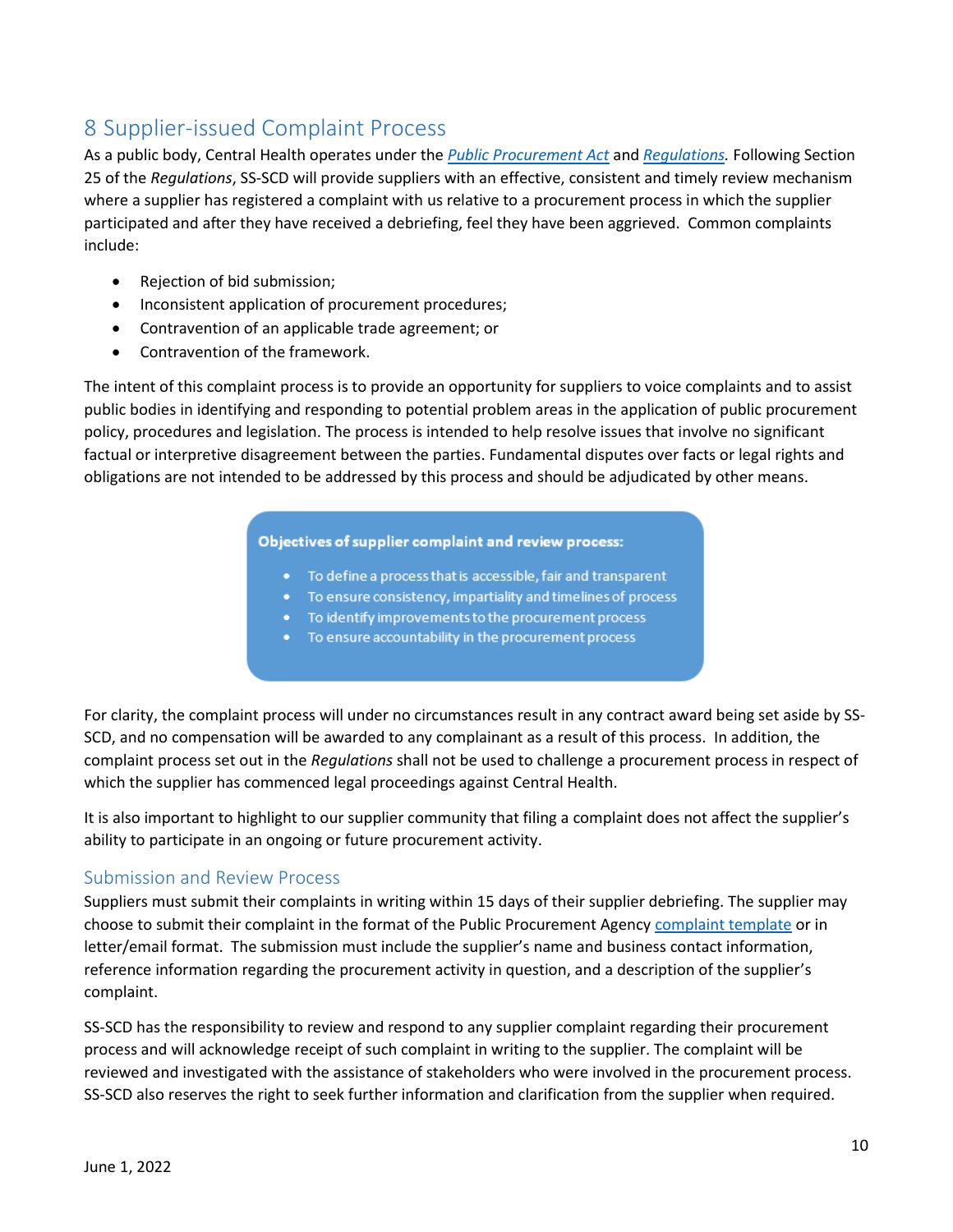## 8 Supplier-issued Complaint Process

As a public body, Central Health operates under the *Public Procurement Act* and *Regulations.* Following Section 25 of the *Regulations*, SS-SCD will provide suppliers with an effective, consistent and timely review mechanism where a supplier has registered a complaint with us relative to a procurement process in which the supplier participated and after they have received a debriefing, feel they have been aggrieved. Common complaints include:

- Rejection of bid submission;
- Inconsistent application of procurement procedures;
- Contravention of an applicable trade agreement; or
- Contravention of the framework.

The intent of this complaint process is to provide an opportunity for suppliers to voice complaints and to assist public bodies in identifying and responding to potential problem areas in the application of public procurement policy, procedures and legislation. The process is intended to help resolve issues that involve no significant factual or interpretive disagreement between the parties. Fundamental disputes over facts or legal rights and obligations are not intended to be addressed by this process and should be adjudicated by other means.

**Objectives of supplier complaint and review process:**

- To define a process that is accessible, fair and transparent
- To ensure consistency, impartiality and timelines of process
- To identify improvements to the procurement process
- To ensure accountability in the procurement process

For clarity, the complaint process will under no circumstances result in any contract award being set aside by SS-SCD, and no compensation will be awarded to any complainant as a result of this process. In addition, the complaint process set out in the *Regulations* shall not be used to challenge a procurement process in respect of which the supplier has commenced legal proceedings against Central Health.

It is also important to highlight to our supplier community that filing a complaint does not affect the supplier's ability to participate in an ongoing or future procurement activity.

### Submission and Review Process

Suppliers must submit their complaints in writing within 15 days of their supplier debriefing. The supplier may choose to submit their complaint in the format of the Public Procurement Agency complaint template or in letter/email format. The submission must include the supplier's name and business contact information, reference information regarding the procurement activity in question, and a description of the supplier's complaint.

SS-SCD has the responsibility to review and respond to any supplier complaint regarding their procurement process and will acknowledge receipt of such complaint in writing to the supplier. The complaint will be reviewed and investigated with the assistance of stakeholders who were involved in the procurement process. SS-SCD also reserves the right to seek further information and clarification from the supplier when required.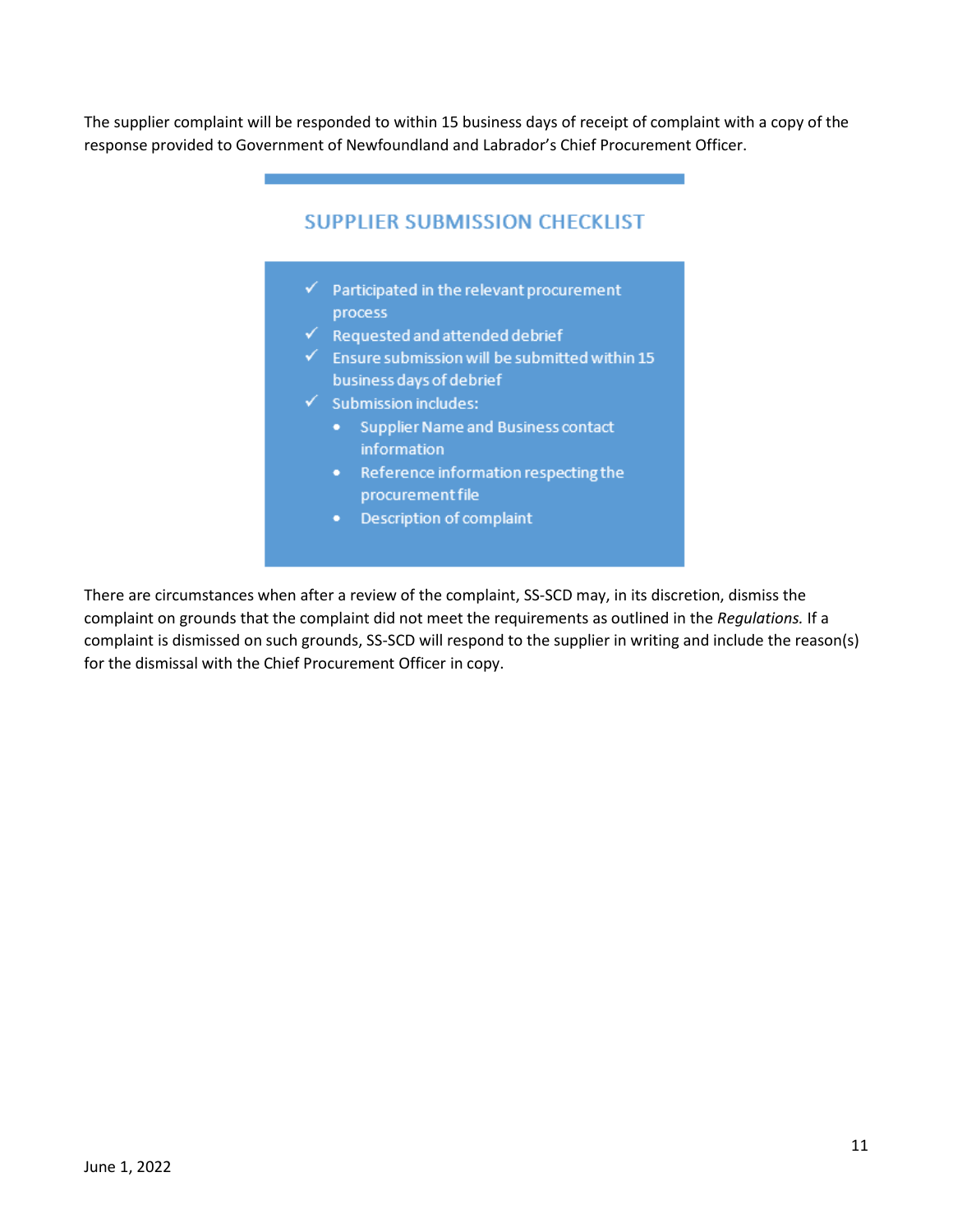The supplier complaint will be responded to within 15 business days of receipt of complaint with a copy of the response provided to Government of Newfoundland and Labrador's Chief Procurement Officer.

## SUPPLIER SUBMISSION CHECKLIST

- ✓ Participated in the relevant procurement process
- ✓ Requested and attended debrief
- ✓ Ensure submission will be submitted within 15 business days of debrief
- ✓ Submission includes:
  - Supplier Name and Business contact information
  - Reference information respecting the procurement file
  - Description of complaint

There are circumstances when after a review of the complaint, SS-SCD may, in its discretion, dismiss the complaint on grounds that the complaint did not meet the requirements as outlined in the *Regulations.* If a complaint is dismissed on such grounds, SS-SCD will respond to the supplier in writing and include the reason(s) for the dismissal with the Chief Procurement Officer in copy.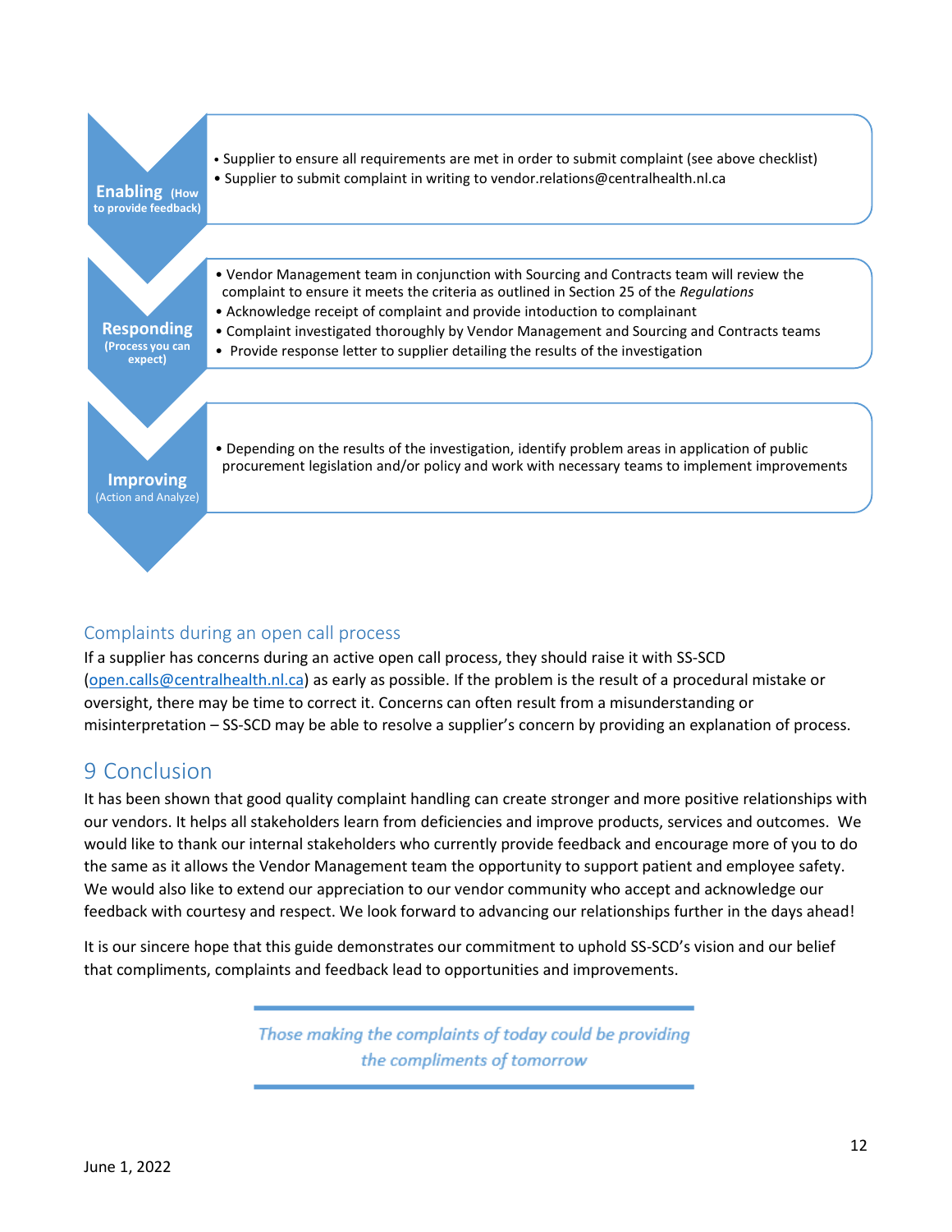**Enabling** (How to provide feedback)

- Supplier to ensure all requirements are met in order to submit complaint (see above checklist)
- Supplier to submit complaint in writing to vendor.relations@centralhealth.nl.ca

**Responding** (Process you can expect)

- Vendor Management team in conjunction with Sourcing and Contracts team will review the complaint to ensure it meets the criteria as outlined in Section 25 of the *Regulations*
- Acknowledge receipt of complaint and provide intoduction to complainant
- Complaint investigated thoroughly by Vendor Management and Sourcing and Contracts teams
- Provide response letter to supplier detailing the results of the investigation

**Improving** (Action and Analyze)

- Depending on the results of the investigation, identify problem areas in application of public procurement legislation and/or policy and work with necessary teams to implement improvements

### Complaints during an open call process

If a supplier has concerns during an active open call process, they should raise it with SS-SCD (open.calls@centralhealth.nl.ca) as early as possible. If the problem is the result of a procedural mistake or oversight, there may be time to correct it. Concerns can often result from a misunderstanding or misinterpretation – SS-SCD may be able to resolve a supplier's concern by providing an explanation of process.

## 9 Conclusion

It has been shown that good quality complaint handling can create stronger and more positive relationships with our vendors. It helps all stakeholders learn from deficiencies and improve products, services and outcomes. We would like to thank our internal stakeholders who currently provide feedback and encourage more of you to do the same as it allows the Vendor Management team the opportunity to support patient and employee safety. We would also like to extend our appreciation to our vendor community who accept and acknowledge our feedback with courtesy and respect. We look forward to advancing our relationships further in the days ahead!

It is our sincere hope that this guide demonstrates our commitment to uphold SS-SCD's vision and our belief that compliments, complaints and feedback lead to opportunities and improvements.

*Those making the complaints of today could be providing the compliments of tomorrow*

June 1, 2022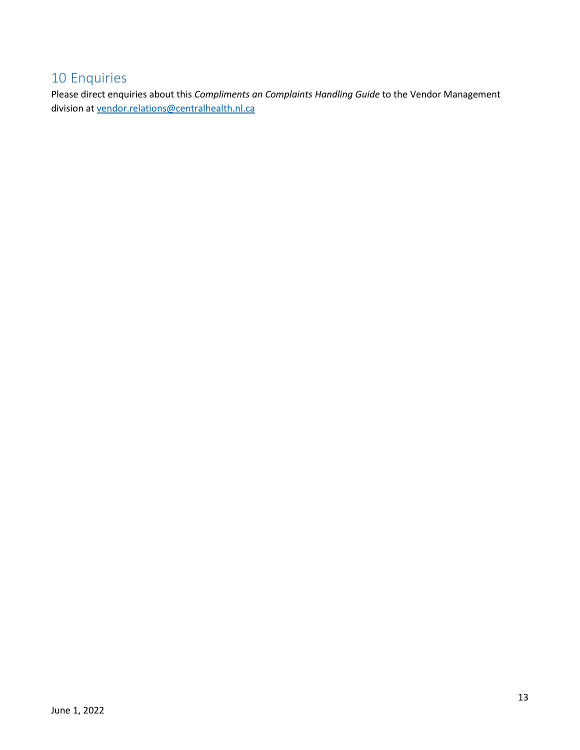## 10 Enquiries

Please direct enquiries about this *Compliments an Complaints Handling Guide* to the Vendor Management division at [vendor.relations@centralhealth.nl.ca](mailto:vendor.relations@centralhealth.nl.ca)

June 1, 2022